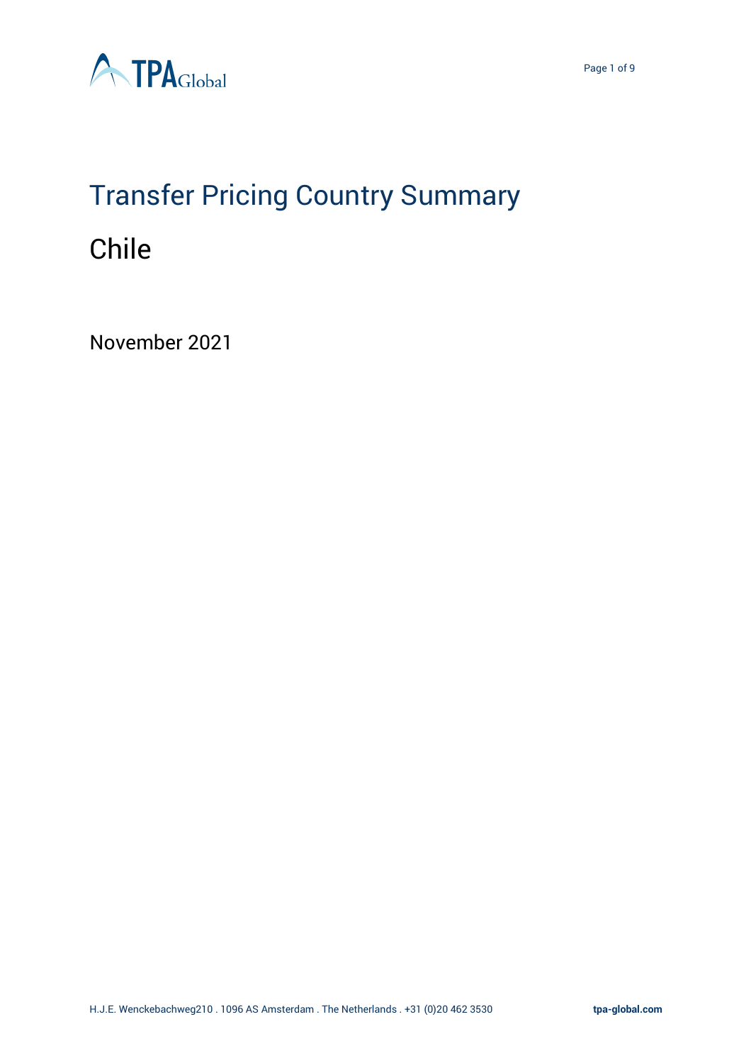# Transfer Pricing Country Summary

## Chile

November 2021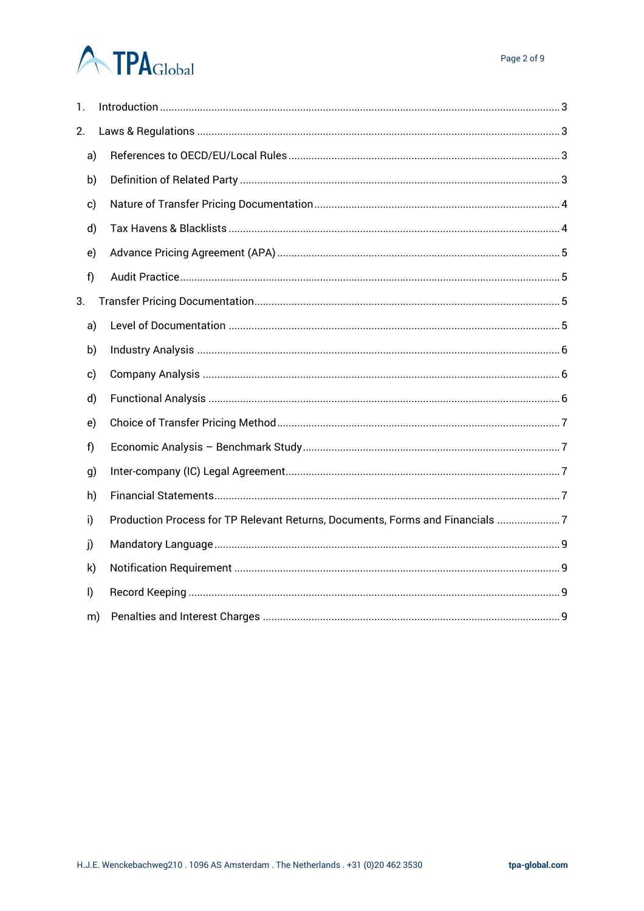1. Introduction ..... 3
2. Laws & Regulations ..... 3
   - a) References to OECD/EU/Local Rules ..... 3
   - b) Definition of Related Party ..... 3
   - c) Nature of Transfer Pricing Documentation ..... 4
   - d) Tax Havens & Blacklists ..... 4
   - e) Advance Pricing Agreement (APA) ..... 5
   - f) Audit Practice ..... 5
3. Transfer Pricing Documentation ..... 5
   - a) Level of Documentation ..... 5
   - b) Industry Analysis ..... 6
   - c) Company Analysis ..... 6
   - d) Functional Analysis ..... 6
   - e) Choice of Transfer Pricing Method ..... 7
   - f) Economic Analysis – Benchmark Study ..... 7
   - g) Inter-company (IC) Legal Agreement ..... 7
   - h) Financial Statements ..... 7
   - i) Production Process for TP Relevant Returns, Documents, Forms and Financials ..... 7
   - j) Mandatory Language ..... 9
   - k) Notification Requirement ..... 9
   - l) Record Keeping ..... 9
   - m) Penalties and Interest Charges ..... 9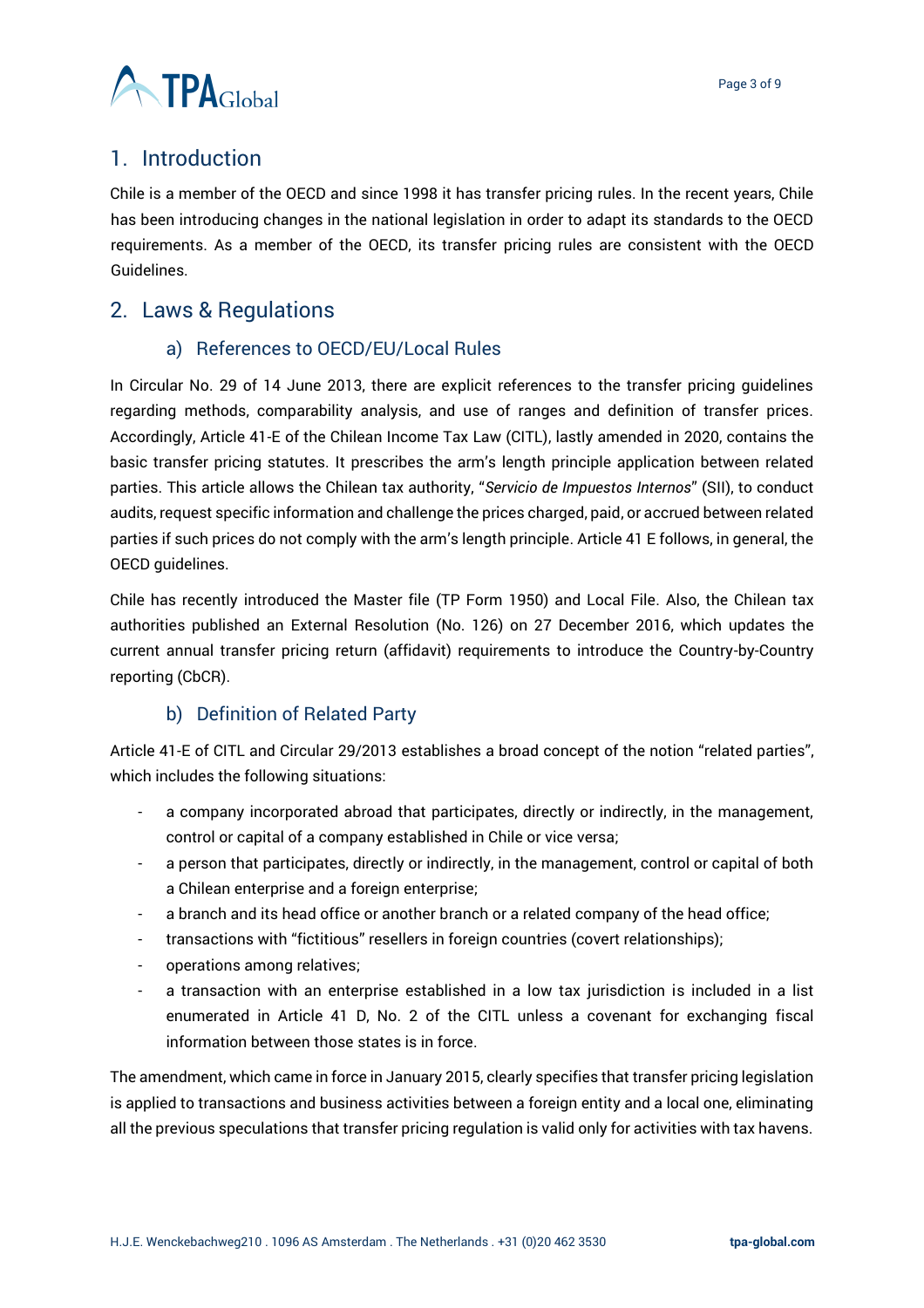## 1. Introduction

Chile is a member of the OECD and since 1998 it has transfer pricing rules. In the recent years, Chile has been introducing changes in the national legislation in order to adapt its standards to the OECD requirements. As a member of the OECD, its transfer pricing rules are consistent with the OECD Guidelines.

## 2. Laws & Regulations

### a) References to OECD/EU/Local Rules

In Circular No. 29 of 14 June 2013, there are explicit references to the transfer pricing guidelines regarding methods, comparability analysis, and use of ranges and definition of transfer prices. Accordingly, Article 41-E of the Chilean Income Tax Law (CITL), lastly amended in 2020, contains the basic transfer pricing statutes. It prescribes the arm's length principle application between related parties. This article allows the Chilean tax authority, "*Servicio de Impuestos Internos*" (SII), to conduct audits, request specific information and challenge the prices charged, paid, or accrued between related parties if such prices do not comply with the arm's length principle. Article 41 E follows, in general, the OECD guidelines.

Chile has recently introduced the Master file (TP Form 1950) and Local File. Also, the Chilean tax authorities published an External Resolution (No. 126) on 27 December 2016, which updates the current annual transfer pricing return (affidavit) requirements to introduce the Country-by-Country reporting (CbCR).

### b) Definition of Related Party

Article 41-E of CITL and Circular 29/2013 establishes a broad concept of the notion "related parties", which includes the following situations:

- a company incorporated abroad that participates, directly or indirectly, in the management, control or capital of a company established in Chile or vice versa;
- a person that participates, directly or indirectly, in the management, control or capital of both a Chilean enterprise and a foreign enterprise;
- a branch and its head office or another branch or a related company of the head office;
- transactions with "fictitious" resellers in foreign countries (covert relationships);
- operations among relatives;
- a transaction with an enterprise established in a low tax jurisdiction is included in a list enumerated in Article 41 D, No. 2 of the CITL unless a covenant for exchanging fiscal information between those states is in force.

The amendment, which came in force in January 2015, clearly specifies that transfer pricing legislation is applied to transactions and business activities between a foreign entity and a local one, eliminating all the previous speculations that transfer pricing regulation is valid only for activities with tax havens.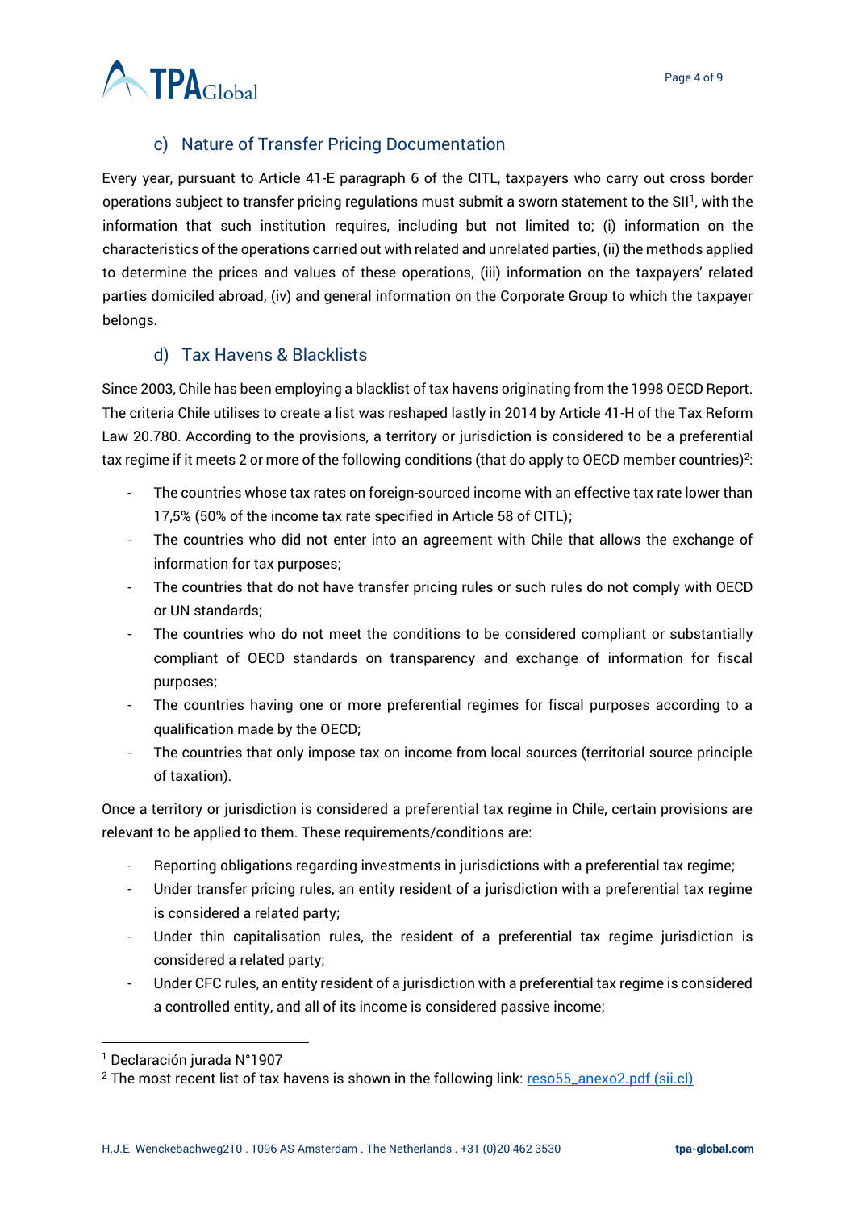### c) Nature of Transfer Pricing Documentation

Every year, pursuant to Article 41-E paragraph 6 of the CITL, taxpayers who carry out cross border operations subject to transfer pricing regulations must submit a sworn statement to the SII[1], with the information that such institution requires, including but not limited to; (i) information on the characteristics of the operations carried out with related and unrelated parties, (ii) the methods applied to determine the prices and values of these operations, (iii) information on the taxpayers' related parties domiciled abroad, (iv) and general information on the Corporate Group to which the taxpayer belongs.

### d) Tax Havens & Blacklists

Since 2003, Chile has been employing a blacklist of tax havens originating from the 1998 OECD Report. The criteria Chile utilises to create a list was reshaped lastly in 2014 by Article 41-H of the Tax Reform Law 20.780. According to the provisions, a territory or jurisdiction is considered to be a preferential tax regime if it meets 2 or more of the following conditions (that do apply to OECD member countries)[2]:

- The countries whose tax rates on foreign-sourced income with an effective tax rate lower than 17,5% (50% of the income tax rate specified in Article 58 of CITL);
- The countries who did not enter into an agreement with Chile that allows the exchange of information for tax purposes;
- The countries that do not have transfer pricing rules or such rules do not comply with OECD or UN standards;
- The countries who do not meet the conditions to be considered compliant or substantially compliant of OECD standards on transparency and exchange of information for fiscal purposes;
- The countries having one or more preferential regimes for fiscal purposes according to a qualification made by the OECD;
- The countries that only impose tax on income from local sources (territorial source principle of taxation).

Once a territory or jurisdiction is considered a preferential tax regime in Chile, certain provisions are relevant to be applied to them. These requirements/conditions are:

- Reporting obligations regarding investments in jurisdictions with a preferential tax regime;
- Under transfer pricing rules, an entity resident of a jurisdiction with a preferential tax regime is considered a related party;
- Under thin capitalisation rules, the resident of a preferential tax regime jurisdiction is considered a related party;
- Under CFC rules, an entity resident of a jurisdiction with a preferential tax regime is considered a controlled entity, and all of its income is considered passive income;

[1] Declaración jurada N°1907

[2] The most recent list of tax havens is shown in the following link: [reso55_anexo2.pdf (sii.cl)](reso55_anexo2.pdf (sii.cl))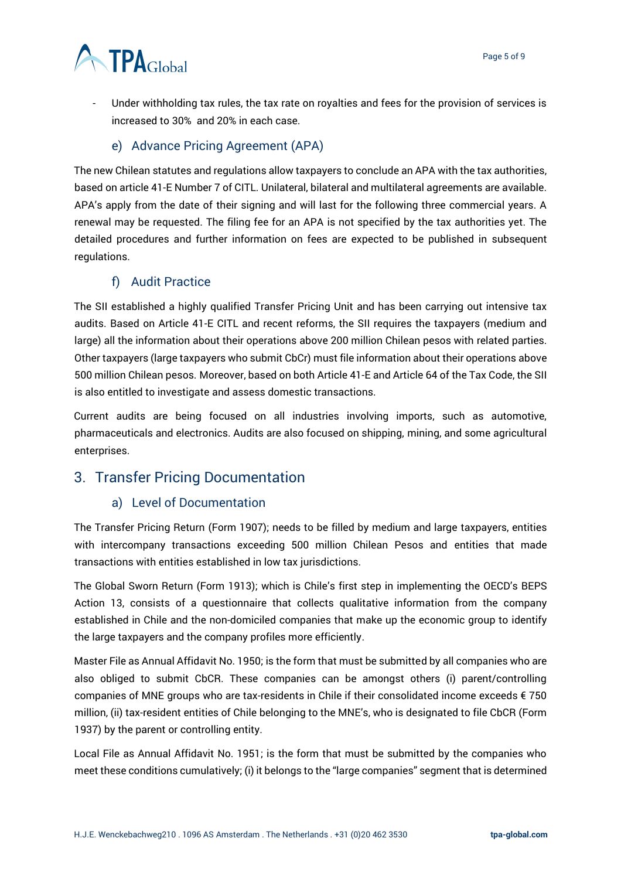- Under withholding tax rules, the tax rate on royalties and fees for the provision of services is increased to 30% and 20% in each case.

### e) Advance Pricing Agreement (APA)

The new Chilean statutes and regulations allow taxpayers to conclude an APA with the tax authorities, based on article 41-E Number 7 of CITL. Unilateral, bilateral and multilateral agreements are available. APA's apply from the date of their signing and will last for the following three commercial years. A renewal may be requested. The filing fee for an APA is not specified by the tax authorities yet. The detailed procedures and further information on fees are expected to be published in subsequent regulations.

### f) Audit Practice

The SII established a highly qualified Transfer Pricing Unit and has been carrying out intensive tax audits. Based on Article 41-E CITL and recent reforms, the SII requires the taxpayers (medium and large) all the information about their operations above 200 million Chilean pesos with related parties. Other taxpayers (large taxpayers who submit CbCr) must file information about their operations above 500 million Chilean pesos. Moreover, based on both Article 41-E and Article 64 of the Tax Code, the SII is also entitled to investigate and assess domestic transactions.

Current audits are being focused on all industries involving imports, such as automotive, pharmaceuticals and electronics. Audits are also focused on shipping, mining, and some agricultural enterprises.

## 3. Transfer Pricing Documentation

### a) Level of Documentation

The Transfer Pricing Return (Form 1907); needs to be filled by medium and large taxpayers, entities with intercompany transactions exceeding 500 million Chilean Pesos and entities that made transactions with entities established in low tax jurisdictions.

The Global Sworn Return (Form 1913); which is Chile's first step in implementing the OECD's BEPS Action 13, consists of a questionnaire that collects qualitative information from the company established in Chile and the non-domiciled companies that make up the economic group to identify the large taxpayers and the company profiles more efficiently.

Master File as Annual Affidavit No. 1950; is the form that must be submitted by all companies who are also obliged to submit CbCR. These companies can be amongst others (i) parent/controlling companies of MNE groups who are tax-residents in Chile if their consolidated income exceeds € 750 million, (ii) tax-resident entities of Chile belonging to the MNE's, who is designated to file CbCR (Form 1937) by the parent or controlling entity.

Local File as Annual Affidavit No. 1951; is the form that must be submitted by the companies who meet these conditions cumulatively; (i) it belongs to the "large companies" segment that is determined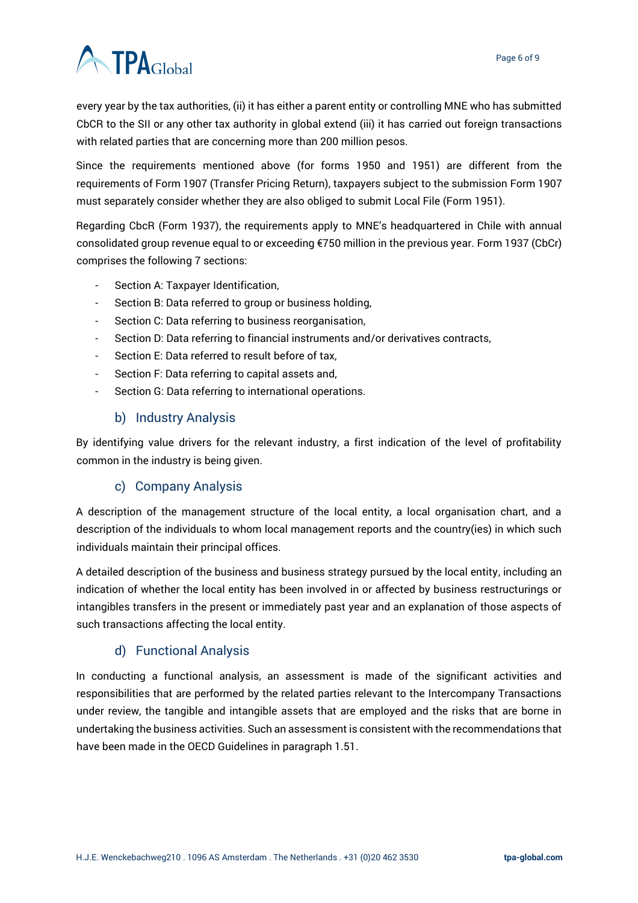every year by the tax authorities, (ii) it has either a parent entity or controlling MNE who has submitted CbCR to the SII or any other tax authority in global extend (iii) it has carried out foreign transactions with related parties that are concerning more than 200 million pesos.

Since the requirements mentioned above (for forms 1950 and 1951) are different from the requirements of Form 1907 (Transfer Pricing Return), taxpayers subject to the submission Form 1907 must separately consider whether they are also obliged to submit Local File (Form 1951).

Regarding CbcR (Form 1937), the requirements apply to MNE's headquartered in Chile with annual consolidated group revenue equal to or exceeding €750 million in the previous year. Form 1937 (CbCr) comprises the following 7 sections:

- Section A: Taxpayer Identification,
- Section B: Data referred to group or business holding,
- Section C: Data referring to business reorganisation,
- Section D: Data referring to financial instruments and/or derivatives contracts,
- Section E: Data referred to result before of tax,
- Section F: Data referring to capital assets and,
- Section G: Data referring to international operations.

### b) Industry Analysis

By identifying value drivers for the relevant industry, a first indication of the level of profitability common in the industry is being given.

### c) Company Analysis

A description of the management structure of the local entity, a local organisation chart, and a description of the individuals to whom local management reports and the country(ies) in which such individuals maintain their principal offices.

A detailed description of the business and business strategy pursued by the local entity, including an indication of whether the local entity has been involved in or affected by business restructurings or intangibles transfers in the present or immediately past year and an explanation of those aspects of such transactions affecting the local entity.

### d) Functional Analysis

In conducting a functional analysis, an assessment is made of the significant activities and responsibilities that are performed by the related parties relevant to the Intercompany Transactions under review, the tangible and intangible assets that are employed and the risks that are borne in undertaking the business activities. Such an assessment is consistent with the recommendations that have been made in the OECD Guidelines in paragraph 1.51.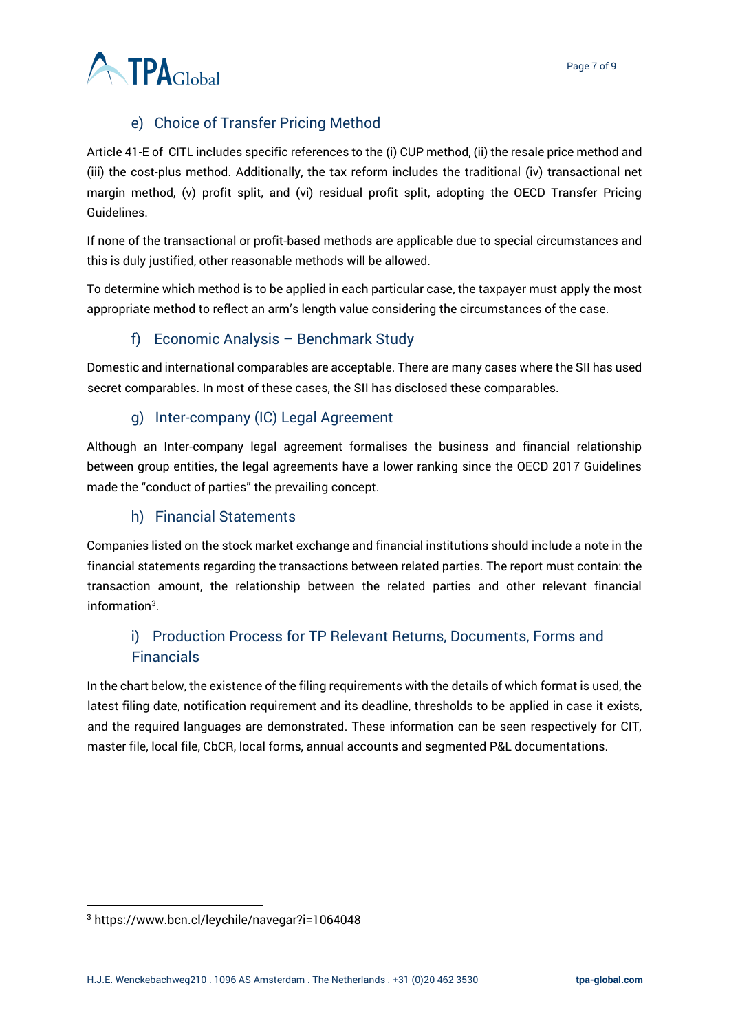### e) Choice of Transfer Pricing Method

Article 41-E of CITL includes specific references to the (i) CUP method, (ii) the resale price method and (iii) the cost-plus method. Additionally, the tax reform includes the traditional (iv) transactional net margin method, (v) profit split, and (vi) residual profit split, adopting the OECD Transfer Pricing Guidelines.

If none of the transactional or profit-based methods are applicable due to special circumstances and this is duly justified, other reasonable methods will be allowed.

To determine which method is to be applied in each particular case, the taxpayer must apply the most appropriate method to reflect an arm's length value considering the circumstances of the case.

### f) Economic Analysis – Benchmark Study

Domestic and international comparables are acceptable. There are many cases where the SII has used secret comparables. In most of these cases, the SII has disclosed these comparables.

### g) Inter-company (IC) Legal Agreement

Although an Inter-company legal agreement formalises the business and financial relationship between group entities, the legal agreements have a lower ranking since the OECD 2017 Guidelines made the "conduct of parties" the prevailing concept.

### h) Financial Statements

Companies listed on the stock market exchange and financial institutions should include a note in the financial statements regarding the transactions between related parties. The report must contain: the transaction amount, the relationship between the related parties and other relevant financial information[3].

### i) Production Process for TP Relevant Returns, Documents, Forms and Financials

In the chart below, the existence of the filing requirements with the details of which format is used, the latest filing date, notification requirement and its deadline, thresholds to be applied in case it exists, and the required languages are demonstrated. These information can be seen respectively for CIT, master file, local file, CbCR, local forms, annual accounts and segmented P&L documentations.

---

[3] https://www.bcn.cl/leychile/navegar?i=1064048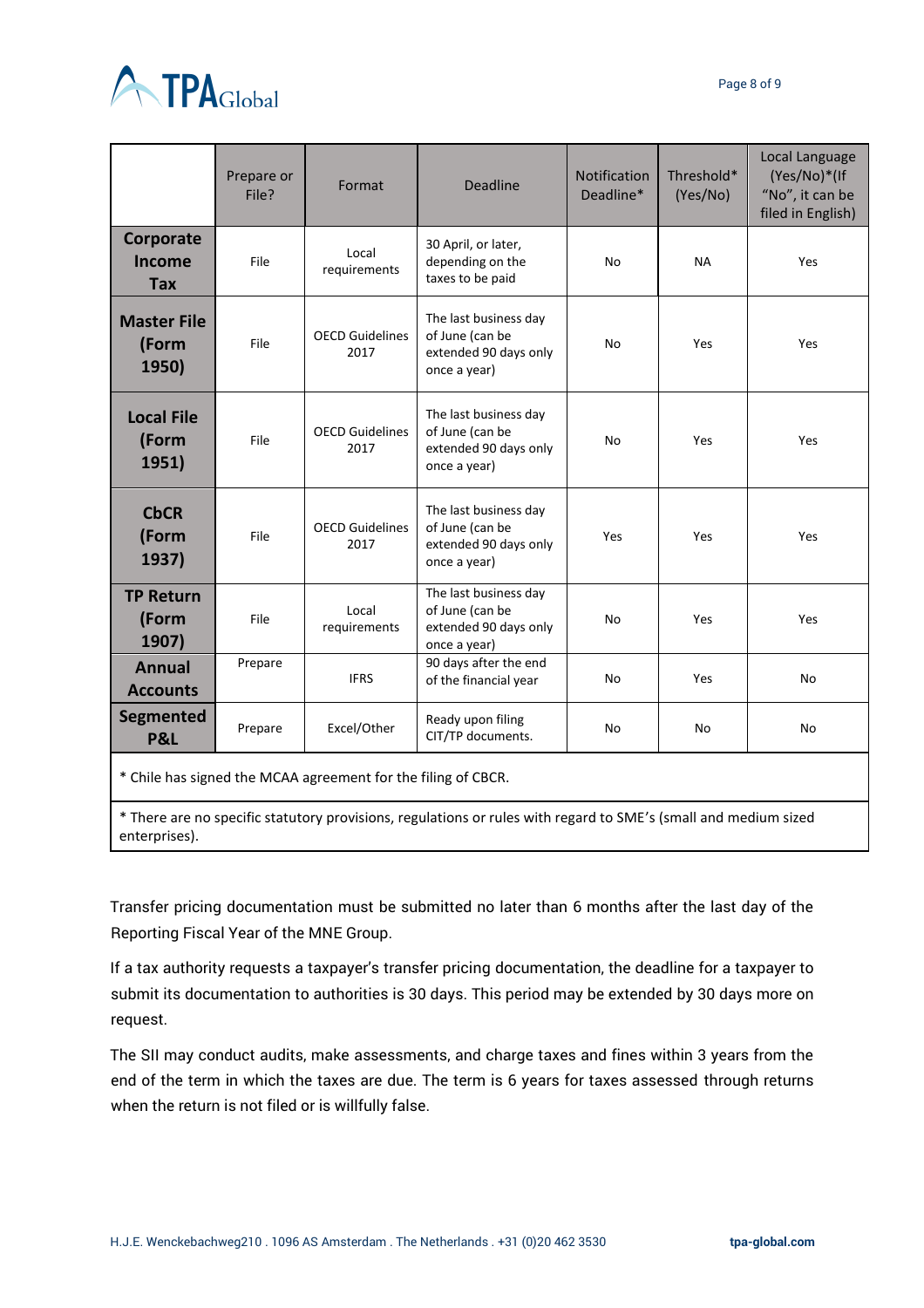| | Prepare or File? | Format | Deadline | Notification Deadline* | Threshold* (Yes/No) | Local Language (Yes/No)*(If "No", it can be filed in English) |
|---|---|---|---|---|---|---|
| **Corporate Income Tax** | File | Local requirements | 30 April, or later, depending on the taxes to be paid | No | NA | Yes |
| **Master File (Form 1950)** | File | OECD Guidelines 2017 | The last business day of June (can be extended 90 days only once a year) | No | Yes | Yes |
| **Local File (Form 1951)** | File | OECD Guidelines 2017 | The last business day of June (can be extended 90 days only once a year) | No | Yes | Yes |
| **CbCR (Form 1937)** | File | OECD Guidelines 2017 | The last business day of June (can be extended 90 days only once a year) | Yes | Yes | Yes |
| **TP Return (Form 1907)** | File | Local requirements | The last business day of June (can be extended 90 days only once a year) | No | Yes | Yes |
| **Annual Accounts** | Prepare | IFRS | 90 days after the end of the financial year | No | Yes | No |
| **Segmented P&L** | Prepare | Excel/Other | Ready upon filing CIT/TP documents. | No | No | No |

\* Chile has signed the MCAA agreement for the filing of CBCR.

\* There are no specific statutory provisions, regulations or rules with regard to SME's (small and medium sized enterprises).

Transfer pricing documentation must be submitted no later than 6 months after the last day of the Reporting Fiscal Year of the MNE Group.

If a tax authority requests a taxpayer's transfer pricing documentation, the deadline for a taxpayer to submit its documentation to authorities is 30 days. This period may be extended by 30 days more on request.

The SII may conduct audits, make assessments, and charge taxes and fines within 3 years from the end of the term in which the taxes are due. The term is 6 years for taxes assessed through returns when the return is not filed or is willfully false.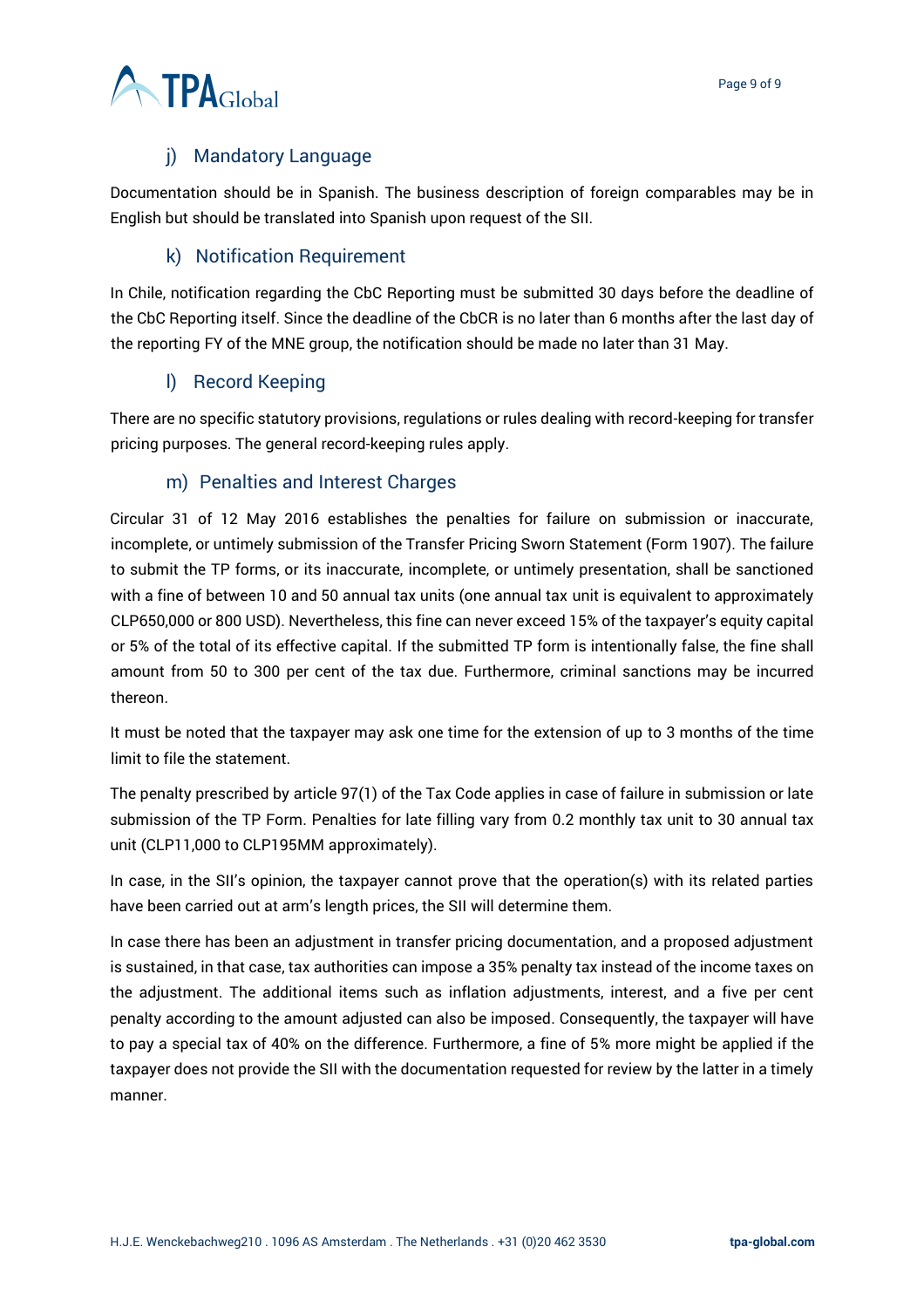### j) Mandatory Language

Documentation should be in Spanish. The business description of foreign comparables may be in English but should be translated into Spanish upon request of the SII.

### k) Notification Requirement

In Chile, notification regarding the CbC Reporting must be submitted 30 days before the deadline of the CbC Reporting itself. Since the deadline of the CbCR is no later than 6 months after the last day of the reporting FY of the MNE group, the notification should be made no later than 31 May.

### l) Record Keeping

There are no specific statutory provisions, regulations or rules dealing with record-keeping for transfer pricing purposes. The general record-keeping rules apply.

### m) Penalties and Interest Charges

Circular 31 of 12 May 2016 establishes the penalties for failure on submission or inaccurate, incomplete, or untimely submission of the Transfer Pricing Sworn Statement (Form 1907). The failure to submit the TP forms, or its inaccurate, incomplete, or untimely presentation, shall be sanctioned with a fine of between 10 and 50 annual tax units (one annual tax unit is equivalent to approximately CLP650,000 or 800 USD). Nevertheless, this fine can never exceed 15% of the taxpayer's equity capital or 5% of the total of its effective capital. If the submitted TP form is intentionally false, the fine shall amount from 50 to 300 per cent of the tax due. Furthermore, criminal sanctions may be incurred thereon.

It must be noted that the taxpayer may ask one time for the extension of up to 3 months of the time limit to file the statement.

The penalty prescribed by article 97(1) of the Tax Code applies in case of failure in submission or late submission of the TP Form. Penalties for late filling vary from 0.2 monthly tax unit to 30 annual tax unit (CLP11,000 to CLP195MM approximately).

In case, in the SII's opinion, the taxpayer cannot prove that the operation(s) with its related parties have been carried out at arm's length prices, the SII will determine them.

In case there has been an adjustment in transfer pricing documentation, and a proposed adjustment is sustained, in that case, tax authorities can impose a 35% penalty tax instead of the income taxes on the adjustment. The additional items such as inflation adjustments, interest, and a five per cent penalty according to the amount adjusted can also be imposed. Consequently, the taxpayer will have to pay a special tax of 40% on the difference. Furthermore, a fine of 5% more might be applied if the taxpayer does not provide the SII with the documentation requested for review by the latter in a timely manner.